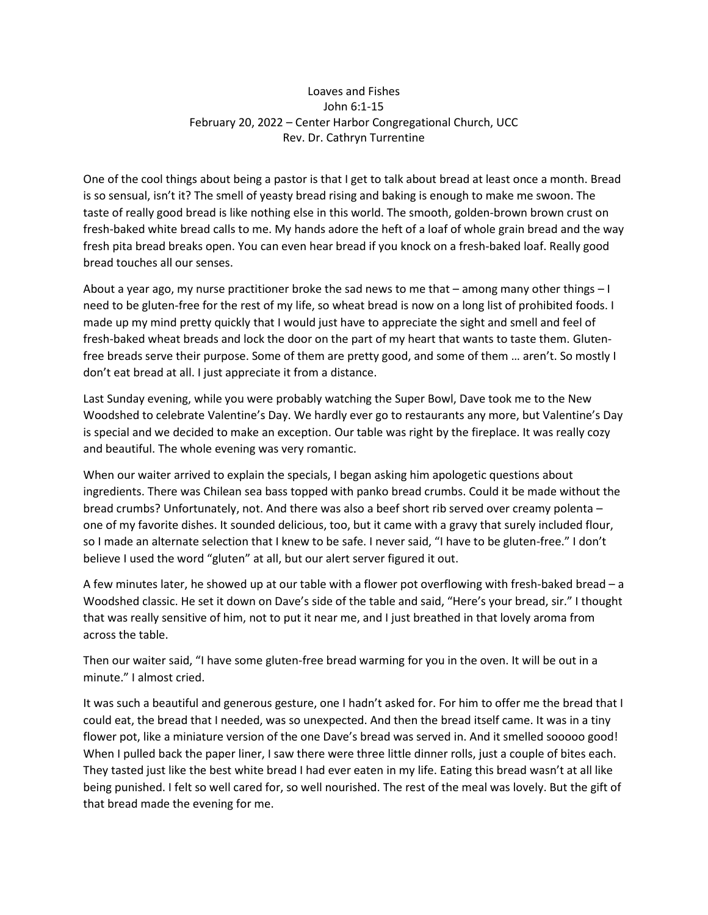# Loaves and Fishes

John 6:1-15

February 20, 2022 – Center Harbor Congregational Church, UCC

Rev. Dr. Cathryn Turrentine

One of the cool things about being a pastor is that I get to talk about bread at least once a month. Bread is so sensual, isn't it? The smell of yeasty bread rising and baking is enough to make me swoon. The taste of really good bread is like nothing else in this world. The smooth, golden-brown brown crust on fresh-baked white bread calls to me. My hands adore the heft of a loaf of whole grain bread and the way fresh pita bread breaks open. You can even hear bread if you knock on a fresh-baked loaf. Really good bread touches all our senses.

About a year ago, my nurse practitioner broke the sad news to me that – among many other things – I need to be gluten-free for the rest of my life, so wheat bread is now on a long list of prohibited foods. I made up my mind pretty quickly that I would just have to appreciate the sight and smell and feel of fresh-baked wheat breads and lock the door on the part of my heart that wants to taste them. Gluten-free breads serve their purpose. Some of them are pretty good, and some of them … aren't. So mostly I don't eat bread at all. I just appreciate it from a distance.

Last Sunday evening, while you were probably watching the Super Bowl, Dave took me to the New Woodshed to celebrate Valentine's Day. We hardly ever go to restaurants any more, but Valentine's Day is special and we decided to make an exception. Our table was right by the fireplace. It was really cozy and beautiful. The whole evening was very romantic.

When our waiter arrived to explain the specials, I began asking him apologetic questions about ingredients. There was Chilean sea bass topped with panko bread crumbs. Could it be made without the bread crumbs? Unfortunately, not. And there was also a beef short rib served over creamy polenta – one of my favorite dishes. It sounded delicious, too, but it came with a gravy that surely included flour, so I made an alternate selection that I knew to be safe. I never said, "I have to be gluten-free." I don't believe I used the word "gluten" at all, but our alert server figured it out.

A few minutes later, he showed up at our table with a flower pot overflowing with fresh-baked bread – a Woodshed classic. He set it down on Dave's side of the table and said, "Here's your bread, sir." I thought that was really sensitive of him, not to put it near me, and I just breathed in that lovely aroma from across the table.

Then our waiter said, "I have some gluten-free bread warming for you in the oven. It will be out in a minute." I almost cried.

It was such a beautiful and generous gesture, one I hadn't asked for. For him to offer me the bread that I could eat, the bread that I needed, was so unexpected. And then the bread itself came. It was in a tiny flower pot, like a miniature version of the one Dave's bread was served in. And it smelled sooooo good! When I pulled back the paper liner, I saw there were three little dinner rolls, just a couple of bites each. They tasted just like the best white bread I had ever eaten in my life. Eating this bread wasn't at all like being punished. I felt so well cared for, so well nourished. The rest of the meal was lovely. But the gift of that bread made the evening for me.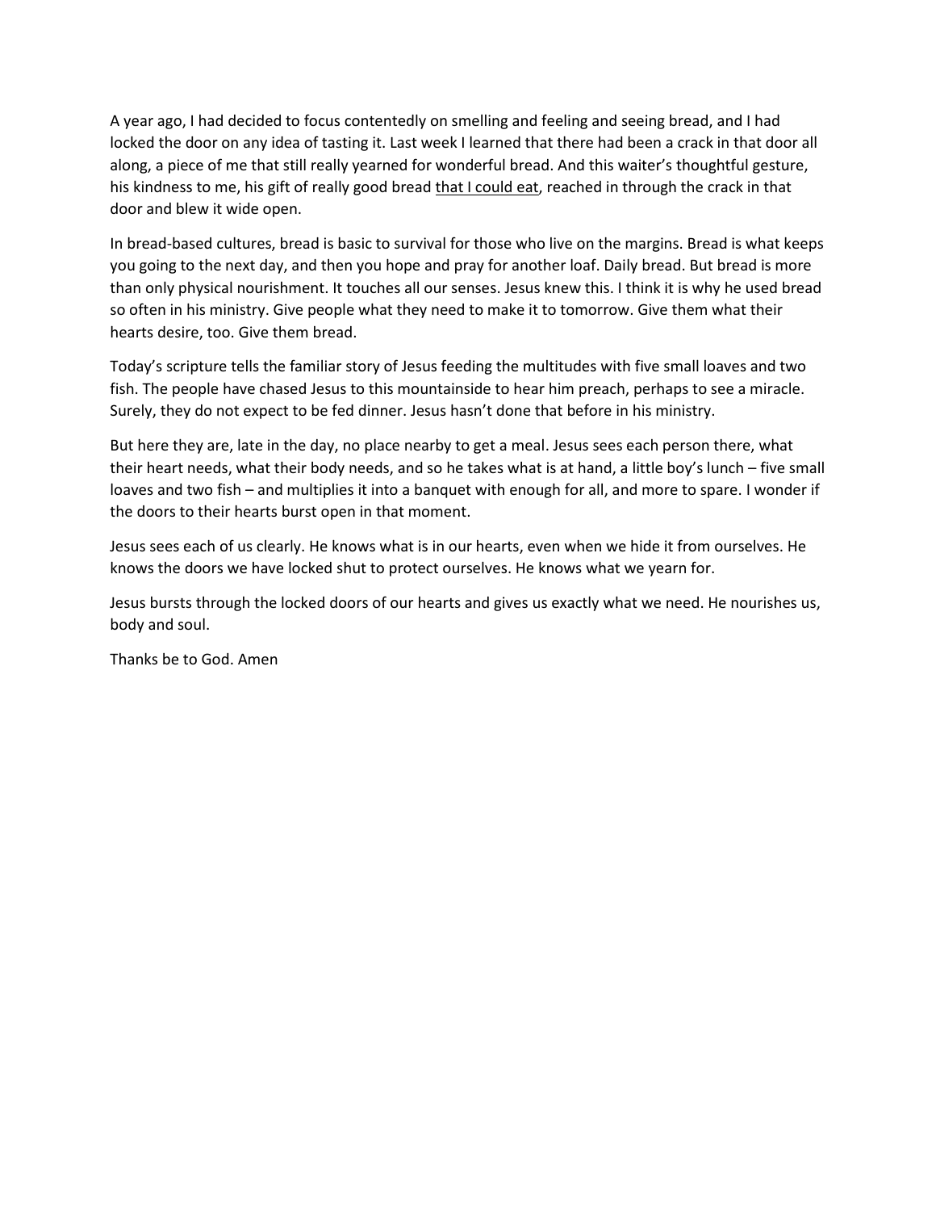A year ago, I had decided to focus contentedly on smelling and feeling and seeing bread, and I had locked the door on any idea of tasting it. Last week I learned that there had been a crack in that door all along, a piece of me that still really yearned for wonderful bread. And this waiter's thoughtful gesture, his kindness to me, his gift of really good bread <u>that I could eat</u>, reached in through the crack in that door and blew it wide open.

In bread-based cultures, bread is basic to survival for those who live on the margins. Bread is what keeps you going to the next day, and then you hope and pray for another loaf. Daily bread. But bread is more than only physical nourishment. It touches all our senses. Jesus knew this. I think it is why he used bread so often in his ministry. Give people what they need to make it to tomorrow. Give them what their hearts desire, too. Give them bread.

Today's scripture tells the familiar story of Jesus feeding the multitudes with five small loaves and two fish. The people have chased Jesus to this mountainside to hear him preach, perhaps to see a miracle. Surely, they do not expect to be fed dinner. Jesus hasn't done that before in his ministry.

But here they are, late in the day, no place nearby to get a meal. Jesus sees each person there, what their heart needs, what their body needs, and so he takes what is at hand, a little boy's lunch – five small loaves and two fish – and multiplies it into a banquet with enough for all, and more to spare. I wonder if the doors to their hearts burst open in that moment.

Jesus sees each of us clearly. He knows what is in our hearts, even when we hide it from ourselves. He knows the doors we have locked shut to protect ourselves. He knows what we yearn for.

Jesus bursts through the locked doors of our hearts and gives us exactly what we need. He nourishes us, body and soul.

Thanks be to God. Amen